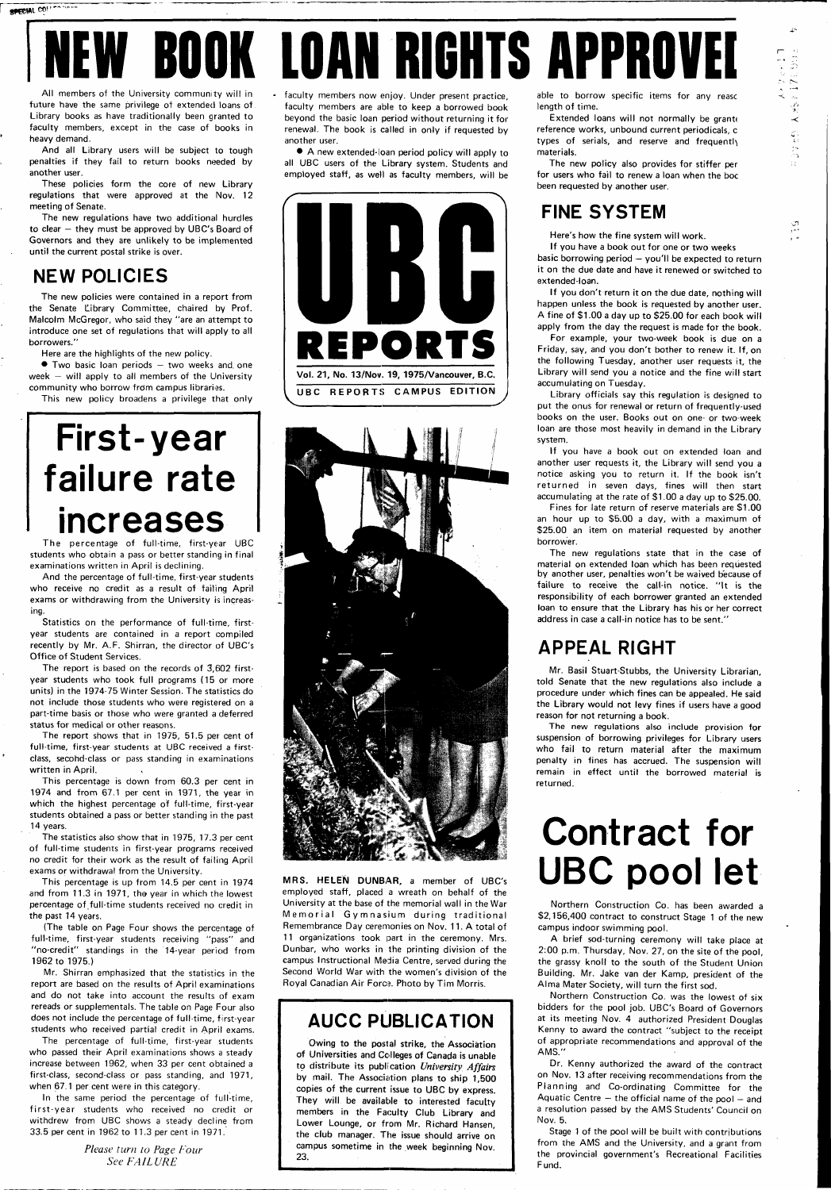# NEW BOOK LOAN RIGHTS APPROVED

All members of the University community will in future have the same privilege of extended loans of Library books as have traditionally been granted to faculty members, except in the case of books in heavy demand.

And all Library users will be subject to tough penalties if they fail to return books needed by another user.

These policies form the core of new Library regulations that were approved at the Nov. 12 meeting of Senate.

The new regulations have two additional hurdles to clear – they must be approved by UBC's Board of Governors and they are unlikely to be implemented until the current postal strike is over.

## NEW POLICIES

The new policies were contained in a report from the Senate Library Committee, chaired by Prof. Malcolm McGregor, who said they "are an attempt to introduce one set of regulations that will apply to all borrowers."

Here are the highlights of the new policy.

● Two basic loan periods – two weeks and one week – will apply to all members of the University community who borrow from campus libraries.

This new policy broadens a privilege that only faculty members now enjoy. Under present practice, faculty members are able to keep a borrowed book beyond the basic loan period without returning it for renewal. The book is called in only if requested by another user.

● A new extended-loan period policy will apply to all UBC users of the Library system. Students and employed staff, as well as faculty members, will be able to borrow specific items for any reasonable length of time.

Extended loans will not normally be granted for reference works, unbound current periodicals, certain types of serials, and reserve and frequently used materials.

The new policy also provides for stiffer penalties for users who fail to renew a loan when the book has been requested by another user.

## FINE SYSTEM

Here's how the fine system will work.

If you have a book out for one or two weeks – the basic borrowing period – you'll be expected to return it on the due date and have it renewed or switched to extended-loan.

If you don't return it on the due date, nothing will happen unless the book is requested by another user. A fine of $1.00 a day up to $25.00 for each book will apply from the day the request is made for the book.

For example, your two-week book is due on a Friday, say, and you don't bother to renew it. If, on the following Tuesday, another user requests it, the Library will send you a notice and the fine will start accumulating on Tuesday.

Library officials say this regulation is designed to put the onus for renewal or return of frequently-used books on the user. Books out on one- or two-week loan are those most heavily in demand in the Library system.

If you have a book out on extended loan and another user requests it, the Library will send you a notice asking you to return it. If the book isn't returned in seven days, fines will then start accumulating at the rate of $1.00 a day up to $25.00.

Fines for late return of reserve materials are $1.00 an hour up to $5.00 a day, with a maximum of $25.00 an item on material requested by another borrower.

The new regulations state that in the case of material on extended loan which has been requested by another user, penalties won't be waived because of failure to receive the call-in notice. "It is the responsibility of each borrower granted an extended loan to ensure that the Library has his or her correct address in case a call-in notice has to be sent."

## APPEAL RIGHT

Mr. Basil Stuart-Stubbs, the University Librarian, told Senate that the new regulations also include a procedure under which fines can be appealed. He said the Library would not levy fines if users have a good reason for not returning a book.

The new regulations also include provision for suspension of borrowing privileges for Library users who fail to return material after the maximum penalty in fines has accrued. The suspension will remain in effect until the borrowed material is returned.

# First-year failure rate increases

The percentage of full-time, first-year UBC students who obtain a pass or better standing in final examinations written in April is declining.

And the percentage of full-time, first-year students who receive no credit as a result of failing April exams or withdrawing from the University is increasing.

Statistics on the performance of full-time, first-year students are contained in a report compiled recently by Mr. A.F. Shirran, the director of UBC's Office of Student Services.

The report is based on the records of 3,602 first-year students who took full programs (15 or more units) in the 1974-75 Winter Session. The statistics do not include those students who were registered on a part-time basis or those who were granted a deferred status for medical or other reasons.

The report shows that in 1975, 51.5 per cent of full-time, first-year students at UBC received a first-class, second-class or pass standing in examinations written in April.

This percentage is down from 60.3 per cent in 1974 and from 67.1 per cent in 1971, the year in which the highest percentage of full-time, first-year students obtained a pass or better standing in the past 14 years.

The statistics also show that in 1975, 17.3 per cent of full-time students in first-year programs received no credit for their work as the result of failing April exams or withdrawal from the University.

This percentage is up from 14.5 per cent in 1974 and from 11.3 in 1971, the year in which the lowest percentage of full-time students received no credit in the past 14 years.

(The table on Page Four shows the percentage of full-time, first-year students receiving "pass" and "no-credit" standings in the 14-year period from 1962 to 1975.)

Mr. Shirran emphasized that the statistics in the report are based on the results of April examinations and do not take into account the results of exam rereads or supplementals. The table on Page Four also does not include the percentage of full-time, first-year students who received partial credit in April exams.

The percentage of full-time, first-year students who passed their April examinations shows a steady increase between 1962, when 33 per cent obtained a first-class, second-class or pass standing, and 1971, when 67.1 per cent were in this category.

In the same period the percentage of full-time, first-year students who received no credit or withdrew from UBC shows a steady decline from 33.5 per cent in 1962 to 11.3 per cent in 1971.

*Please turn to Page Four*
*See FAILURE*

# UBC REPORTS

**Vol. 21, No. 13/Nov. 19, 1975/Vancouver, B.C.**

UBC REPORTS CAMPUS EDITION

MRS. HELEN DUNBAR, a member of UBC's employed staff, placed a wreath on behalf of the University at the base of the memorial wall in the War Memorial Gymnasium during traditional Remembrance Day ceremonies on Nov. 11. A total of 11 organizations took part in the ceremony. Mrs. Dunbar, who works in the printing division of the campus Instructional Media Centre, served during the Second World War with the women's division of the Royal Canadian Air Force. Photo by Tim Morris.

## AUCC PUBLICATION

Owing to the postal strike, the Association of Universities and Colleges of Canada is unable to distribute its publication *University Affairs* by mail. The Association plans to ship 1,500 copies of the current issue to UBC by express. They will be available to interested faculty members in the Faculty Club Library and Lower Lounge, or from Mr. Richard Hansen, the club manager. The issue should arrive on campus sometime in the week beginning Nov. 23.

# Contract for UBC pool let

Northern Construction Co. has been awarded a $2,156,400 contract to construct Stage 1 of the new campus indoor swimming pool.

A brief sod-turning ceremony will take place at 2:00 p.m. Thursday, Nov. 27, on the site of the pool, the grassy knoll to the south of the Student Union Building. Mr. Jake van der Kamp, president of the Alma Mater Society, will turn the first sod.

Northern Construction Co. was the lowest of six bidders for the pool job. UBC's Board of Governors at its meeting Nov. 4 authorized President Douglas Kenny to award the contract "subject to the receipt of appropriate recommendations and approval of the AMS."

Dr. Kenny authorized the award of the contract on Nov. 13 after receiving recommendations from the Planning and Co-ordinating Committee for the Aquatic Centre – the official name of the pool – and a resolution passed by the AMS Students' Council on Nov. 5.

Stage 1 of the pool will be built with contributions from the AMS and the University, and a grant from the provincial government's Recreational Facilities Fund.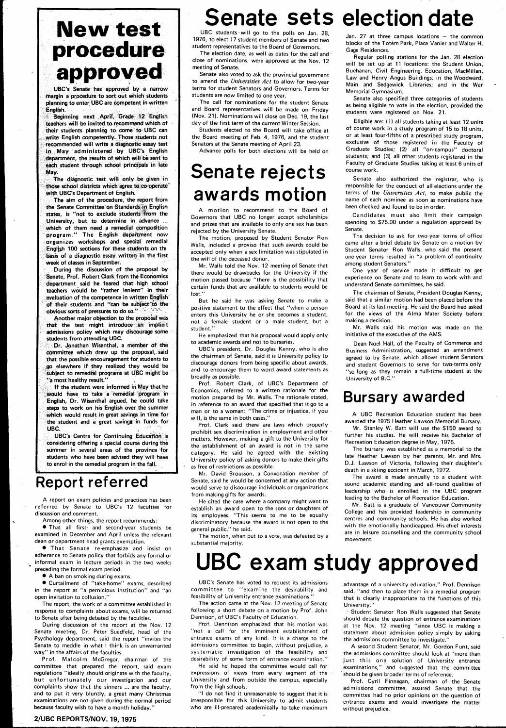# New test procedure approved

UBC's Senate has approved by a narrow margin a procedure to sort out which students planning to enter UBC are competent in written English.

Beginning next April, Grade 12 English teachers will be invited to recommend which of their students planning to come to UBC can write English competently. Those students not recommended will write a diagnostic essay test in May administered by UBC's English department, the results of which will be sent to each student through school principals in late May.

The diagnostic test will only be given in those school districts which agree to co-operate with UBC's Department of English.

The aim of the procedure, the report from the Senate Committee on Standards in English states, is "not to exclude students from the University, but to determine in advance ... which of them need a remedial composition program." The English department now organizes workshops and special remedial English 100 sections for these students on the basis of a diagnostic essay written in the first week of classes in September.

During the discussion of the proposal by Senate, Prof. Robert Clark from the Economics department said he feared that high school teachers would be "rather lenient" in their evaluation of the competence in written English of their students and "can be subject to the obvious sorts of pressures to do so."

Another major objection to the proposal was that the test might introduce an implicit admissions policy which may discourage some students from attending UBC.

Dr. Jonathan Wisenthal, a member of the committee which drew up the proposal, said that the possible encouragement for students to go elsewhere if they realized they would be subject to remedial programs at UBC might be "a most healthy result."

If the student were informed in May that he would have to take a remedial program in English, Dr. Wisenthal argued, he could take steps to work on his English over the summer which would result in great savings in time for the student and a great savings in funds for UBC.

UBC's Centre for Continuing Education is considering offering a special course during the summer in several areas of the province for students who have been advised they will have to enrol in the remedial program in the fall.

## Report referred

A report on exam policies and practices has been referred by Senate to UBC's 12 faculties for discussion and comment.

Among other things, the report recommends:

- That all first- and second-year students be examined in December and April unless the relevant dean or department head grants exemption.
- That Senate re-emphasize and insist on adherance to Senate policy that forbids any formal or informal exam in lecture periods in the two weeks preceding the formal exam period.
- A ban on smoking during exams.
- Curtailment of "take-home" exams, described in the report as "a pernicious institution" and "an open invitation to collusion."

The report, the work of a committee established in response to complaints about exams, will be returned to Senate after being debated by the faculties.

During discussion of the report at the Nov. 12 Senate meeting, Dr. Peter Suedfeld, head of the Psychology department, said the report "invites the Senate to meddle in what I think is an unwarranted way" in the affairs of the faculties.

Prof. Malcolm McGregor, chairman of the committee that prepared the report, said exam regulations "ideally should originate with the faculty, but unfortunately our investigation and our complaints show that the sinners ... are the faculty, and to put it very bluntly, a great many Christmas examinations are not given during the normal period because faculty wish to have a month holiday."

# Senate sets election date

UBC students will go to the polls on Jan. 28, 1976, to elect 17 student members of Senate and two student representatives to the Board of Governors.

The election date, as well as dates for the call and close of nominations, were approved at the Nov. 12 meeting of Senate.

Senate also voted to ask the provincial government to amend the *Universities Act* to allow for two-year terms for student Senators and Governors. Terms for students are now limited to one year.

The call for nominations for the student Senate and Board representatives will be made on Friday (Nov. 21). Nominations will close on Dec. 19, the last day of the first term of the current Winter Session.

Students elected to the Board will take office at the Board meeting of Feb. 4, 1976, and the student Senators at the Senate meeting of April 23.

Advance polls for both elections will be held on Jan. 27 at three campus locations — the common blocks of the Totem Park, Place Vanier and Walter H. Gage Residences.

Regular polling stations for the Jan. 28 election will be set up at 11 locations: the Student Union, Buchanan, Civil Engineering, Education, MacMillan, Law and Henry Angus Buildings; in the Woodward, Main and Sedgewick Libraries; and in the War Memorial Gymnasium.

Senate also specified three categories of students as being eligible to vote in the election, provided the students were registered on Nov. 21.

Eligible are: (1) all students taking at least 12 units of course work in a study program of 15 to 18 units, or at least four-fifths of a prescribed study program, exclusive of those registered in the Faculty of Graduate Studies; (2) all "on-campus" doctoral students; and (3) all other students registered in the Faculty of Graduate Studies taking at least 6 units of course work.

Senate also authorized the registrar, who is responsible for the conduct of all elections under the terms of the *Universities Act*, to make public the name of each nominee as soon as nominations have been checked and found to be in order.

Candidates must also limit their campaign spending to $75.00 under a regulation approved by Senate.

The decision to ask for two-year terms of office came after a brief debate by Senate on a motion by Student Senator Ron Walls, who said the present one-year terms resulted in "a problem of continuity among student Senators."

One year of service made it difficult to get experience on Senate and to learn to work with and understand Senate committees, he said.

The chairman of Senate, President Douglas Kenny, said that a similar motion had been placed before the Board at its last meeting. He said the Board had asked for the views of the Alma Mater Society before making a decision.

Mr. Walls said his motion was made on the initiative of the executive of the AMS.

Dean Noel Hall, of the Faculty of Commerce and Business Administration, suggested an amendment agreed to by Senate, which allows student Senators and student Governors to serve for two-terms only "so long as they remain a full-time student at the University of B.C."

## Senate rejects awards motion

A motion to recommend to the Board of Governors that UBC no longer accept scholarships and prizes that are available to only one sex has been rejected by the University Senate.

The motion, proposed by Student Senator Ron Walls, included a proviso that such awards could be accepted only when a sex limitation was stipulated in the will of the deceased donor.

Mr. Walls told the Nov. 12 meeting of Senate that there would be drawbacks for the University if the motion passed because "there is the possibility that certain funds that are available to students would be lost."

But he said he was asking Senate to make a positive statement to the effect that "when a person enters this University he or she becomes a student, not a female student or a male student, but a student."

He emphasized that his proposal would apply only to academic awards and not to bursaries.

UBC's president, Dr. Douglas Kenny, who is also the chairman of Senate, said it is University policy to discourage donors from being specific about awards, and to encourage them to word award statements as broadly as possible.

Prof. Robert Clark, of UBC's Department of Economics, referred to a written rationale for the motion prepared by Mr. Walls. The rationale stated, in reference to an award that specified that it go to a man or to a woman: "The crime or injustice, if you will, is the same in both cases."

Prof. Clark said there are laws which properly prohibit sex discrimination in employment and other matters. However, making a gift to the University for the establishment of an award is not in the same category. He said he agreed with the existing University policy of asking donors to make their gifts as free of restrictions as possible.

Mr. David Brousson, a Convocation member of Senate, said he would be concerned at any action that would serve to discourage individuals or organizations from making gifts for awards.

He cited the case where a company might want to establish an award open to the sons or daughters of its employees. "This seems to me to be equally discriminatory because the award is not open to the general public," he said.

The motion, when put to a vote, was defeated by a substantial majority.

## Bursary awarded

A UBC Recreation Education student has been awarded the 1975 Heather Lawson Memorial Bursary.

Mr. Stanley W. Batt will use the $150 award to further his studies. He will receive his Bachelor of Recreation Education degree in May, 1976.

The bursary was established as a memorial to the late Heather Lawson by her parents, Mr. and Mrs. D.J. Lawson of Victoria, following their daughter's death in a skiing accident in March, 1972.

The award is made annually to a student with sound academic standing and all-round qualities of leadership who is enrolled in the UBC program leading to the Bachelor of Recreation Education.

Mr. Batt is a graduate of Vancouver Community College and has provided leadership in community centres and community schools. He has also worked with the emotionally handicapped. His chief interests are in leisure counselling and the community school movement.

# UBC exam study approved

UBC's Senate has voted to request its admissions committee to "examine the desirability and feasibility of University entrance examinations."

The action came at the Nov. 12 meeting of Senate following a short debate on a motion by Prof. John Dennison, of UBC's Faculty of Education.

Prof. Dennison emphasized that his motion was "not a call for the imminent establishment of entrance exams of any kind. It is a charge to the admissions committee to begin, without prejudice, a systematic investigation of the feasibility and desirability of some form of entrance examination."

He said he hoped the committee would call for expressions of views from every segment of the University and from outside the campus, especially from the high schools.

"I do not find it unreasonable to suggest that it is irresponsible for this University to admit students who are ill-prepared academically to take maximum advantage of a university education," Prof. Dennison said, "and then to place them in a remedial program that is clearly inappropriate to the functions of this University."

Student Senator Ron Walls suggested that Senate should debate the question of entrance examinations at the Nov. 12 meeting "since UBC is making a statement about admission policy simply by asking the admissions committee to investigate."

A second Student Senator, Mr. Gordon Funt, said the admissions committee should look at "more than just this one solution of University entrance examinations," and suggested that the committee should be given broader terms of reference.

Prof. Cyril Finnegan, chairman of the Senate admissions committee, assured Senate that the committee had no prior opinions on the question of entrance exams and would investigate the matter without prejudice.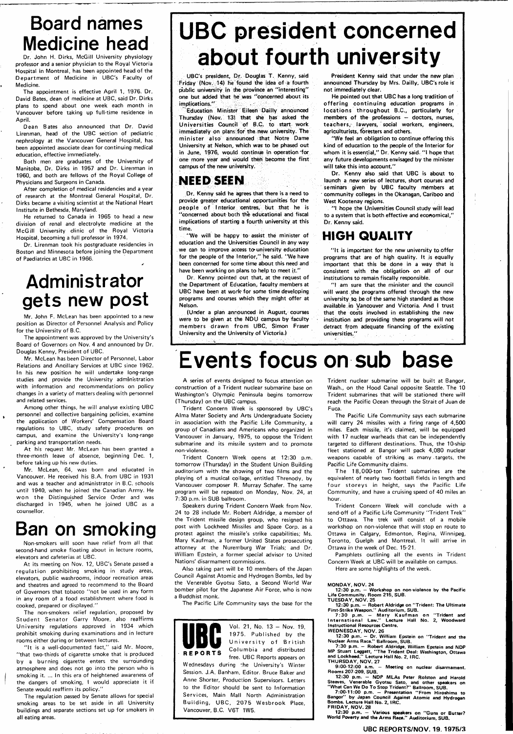# Board names Medicine head

Dr. John H. Dirks, McGill University physiology professor and a senior physician to the Royal Victoria Hospital in Montreal, has been appointed head of the Department of Medicine in UBC's Faculty of Medicine.

The appointment is effective April 1, 1976. Dr. David Bates, dean of medicine at UBC, said Dr. Dirks plans to spend about one week each month in Vancouver before taking up full-time residence in April.

Dean Bates also announced that Dr. David Lirenman, head of the UBC section of pediatric nephrology at the Vancouver General Hospital, has been appointed associate dean for continuing medical education, effective immediately.

Both men are graduates of the University of Manitoba, Dr. Dirks in 1957 and Dr. Lirenman in 1960, and both are fellows of the Royal College of Physicians and Surgeons in Canada.

After completion of medical residencies and a year of research at the Montreal General Hospital, Dr. Dirks became a visiting scientist at the National Heart Institute in Bethesda, Maryland.

He returned to Canada in 1965 to head a new division of renal and electrolyte medicine at the McGill University clinic of the Royal Victoria Hospital, becoming a full professor in 1974.

Dr. Lirenman took his postgraduate residencies in Boston and Minnesota before joining the Department of Paediatrics at UBC in 1966.

# Administrator gets new post

Mr. John F. McLean has been appointed to a new position as Director of Personnel Analysis and Policy for the University of B.C.

The appointment was approved by the University's Board of Governors on Nov. 4 and announced by Dr. Douglas Kenny, President of UBC.

Mr. McLean has been Director of Personnel, Labor Relations and Ancillary Services at UBC since 1962. In his new position he will undertake long-range studies and provide the University administration with information and recommendations on policy changes in a variety of matters dealing with personnel and related services.

Among other things, he will analyse existing UBC personnel and collective bargaining policies, examine the application of Workers' Compensation Board regulations to UBC, study safety procedures on campus, and examine the University's long-range parking and transportation needs.

At his request Mr. McLean has been granted a three-month leave of absence, beginning Dec. 1, before taking up his new duties.

Mr. McLean, 64, was born and educated in Vancouver. He received his B.A. from UBC in 1931 and was a teacher and administrator in B.C. schools until 1940, when he joined the Canadian Army. He won the Distinguished Service Order and was discharged in 1945, when he joined UBC as a counsellor.

# Ban on smoking

Non-smokers will soon have relief from all that second-hand smoke floating about in lecture rooms, elevators and cafeterias at UBC.

At its meeting on Nov. 12, UBC's Senate passed a regulation prohibiting smoking in study areas, elevators, public washrooms, indoor recreation areas and theatres and agreed to recommend to the Board of Governors that tobacco "not be used in any form in any room of a food establishment where food is cooked, prepared or displayed."

The non-smokers relief regulation, proposed by Student Senator Garry Moore, also reaffirms University regulations approved in 1934 which prohibit smoking during examinations and in lecture rooms either during or between lectures.

"It is a well-documented fact," said Mr. Moore, "that two-thirds of cigarette smoke that is produced by a burning cigarette enters the surrounding atmosphere and does not go into the person who is smoking it. ... In this era of heightened awareness of the dangers of smoking, I would appreciate it if Senate would reaffirm its policy."

The regulation passed by Senate allows for special smoking areas to be set aside in all University buildings and separate sections set up for smokers in all eating areas.

# UBC president concerned about fourth university

UBC's president, Dr. Douglas T. Kenny, said Friday (Nov. 14) he found the idea of a fourth public university in the province an "interesting" one but added that he was "concerned about its implications."

Education Minister Eileen Dailly announced Thursday (Nov. 13) that she has asked the Universities Council of B.C. to start work immediately on plans for the new university. The minister also announced that Notre Dame University at Nelson, which was to be phased out in June, 1976, would continue in operation for one more year and would then become the first campus of the new university.

## NEED SEEN

Dr. Kenny said he agrees that there is a need to provide greater educational opportunities for the people of Interior centres, but that he is "concerned about both the educational and fiscal implications of starting a fourth university at this time.

"We will be happy to assist the minister of education and the Universities Council in any way we can to improve access to university education for the people of the Interior," he said. "We have been concerned for some time about this need and have been working on plans to help to meet it."

Dr. Kenny pointed out that, at the request of the Department of Education, faculty members at UBC have been at work for some time developing programs and courses which they might offer at Nelson.

(Under a plan announced in August, courses were to be given at the NDU campus by faculty members drawn from UBC, Simon Fraser University and the University of Victoria.)

President Kenny said that under the new plan announced Thursday by Mrs. Dailly, UBC's role is not immediately clear.

He pointed out that UBC has a long tradition of offering continuing education programs in locations throughout B.C., particularly for members of the professions — doctors, nurses, teachers, lawyers, social workers, engineers, agriculturists, foresters and others.

"We feel an obligation to continue offering this kind of education to the people of the Interior for whom it is essential," Dr. Kenny said. "I hope that any future developments envisaged by the minister will take this into account."

Dr. Kenny also said that UBC is about to launch a new series of lectures, short courses and seminars given by UBC faculty members at community colleges in the Okanagan, Cariboo and West Kootenay regions.

"I hope the Universities Council study will lead to a system that is both effective and economical," Dr. Kenny said.

## HIGH QUALITY

"It is important for the new university to offer programs that are of high quality. It is equally important that this be done in a way that is consistent with the obligation on all of our institutions to remain fiscally responsible.

"I am sure that the minister and the council will want the programs offered through the new university to be of the same high standard as those available in Vancouver and Victoria. And I trust that the costs involved in establishing the new institution and providing these programs will not detract from adequate financing of the existing universities."

# Events focus on sub base

A series of events designed to focus attention on construction of a Trident nuclear submarine base on Washington's Olympic Peninsula begins tomorrow (Thursday) on the UBC campus.

Trident Concern Week is sponsored by UBC's Alma Mater Society and Arts Undergraduate Society in association with the Pacific Life Community, a group of Canadians and Americans who organized in Vancouver in January, 1975, to oppose the Trident submarine and its missile system and to promote non-violence.

Trident Concern Week opens at 12:30 p.m. tomorrow (Thursday) in the Student Union Building auditorium with the showing of two films and the playing of a musical collage, entitled Threnody, by Vancouver composer R. Murray Schafer. The same program will be repeated on Monday, Nov. 24, at 7:30 p.m. in SUB ballroom.

Speakers during Trident Concern Week from Nov. 24 to 28 include Mr. Robert Aldridge, a member of the Trident missile design group, who resigned his post with Lockheed Missiles and Space Corp. as a protest against the missile's strike capabilities; Ms. Mary Kaufman, a former United States prosecuting attorney at the Nuremburg War Trials; and Dr. William Epstein, a former special advisor to United Nations' disarmament commissions.

Also taking part will be 10 members of the Japan Council Against Atomic and Hydrogen Bombs, led by the Venerable Gyotsu Sato, a Second World War bomber pilot for the Japanese Air Force, who is now a Buddhist monk.

The Pacific Life Community says the base for the Trident nuclear submarine will be built at Bangor, Wash., on the Hood Canal opposite Seattle. The 10 Trident submarines that will be stationed there will reach the Pacific Ocean through the Strait of Juan de Fuca.

The Pacific Life Community says each submarine will carry 24 missiles with a firing range of 4,500 miles. Each missile, it's claimed, will be equipped with 17 nuclear warheads that can be independently targeted to different destinations. Thus, the 10-ship fleet stationed at Bangor will pack 4,080 nuclear weapons capable of striking as many targets, the Pacific Life Community claims.

The 18,000-ton Trident submarines are the equivalent of nearly two football fields in length and four storeys in height, says the Pacific Life Community, and have a cruising speed of 40 miles an hour.

Trident Concern Week will conclude with a send-off of a Pacific Life Community "Trident Trek" to Ottawa. The trek will consist of a mobile workshop on non-violence that will stop en route to Ottawa in Calgary, Edmonton, Regina, Winnipeg, Toronto, Guelph and Montreal. It will arrive in Ottawa in the week of Dec. 15-21.

Pamphlets outlining all the events in Trident Concern Week at UBC will be available on campus.

Here are some highlights of the week.

**MONDAY, NOV. 24**
**12:30 p.m. — Workshop on non-violence by the Pacific Life Community. Room 215, SUB.**

**TUESDAY, NOV. 25**
**12:30 p.m. — Robert Aldridge on "Trident: The Ultimate First-Strike Weapon." Auditorium, SUB.**
**7:30 p.m. — Mary Kaufman on "Trident and International Law." Lecture Hall No. 2, Woodward Instructional Resources Centre.**

**WEDNESDAY, NOV. 26**
**12:30 p.m. — Dr. William Epstein on "Trident and the Nuclear Arms Race." Ballroom, SUB.**
**7:30 p.m. — Robert Aldridge, William Epstein and NDP MP Stuart Leggatt, "The Trident Deal: Washington, Ottawa and Lockheed." Lecture Hall No. 2, IRC.**

**THURSDAY, NOV. 27**
**9:00-12:00 a.m. — Meeting on nuclear disarmament. Rooms 207-209, SUB.**
**12:30 p.m. — NDP MLAs Peter Rolston and Harold Steeves, Venerable Gyotsu Sato, and other speakers on "What Can We Do To Stop Trident?" Ballroom, SUB.**
**7:00-11:00 p.m. — Presentation "From Hiroshima to Bangor" by Japan Council Against Atomic and Hydrogen Bombs. Lecture Hall No. 2, IRC.**

**FRIDAY, NOV. 28**
**12:30 p.m. — Various speakers on "Guns or Butter? World Poverty and the Arms Race." Auditorium, SUB.**

---

**UBC REPORTS** Vol. 21, No. 13 — Nov. 19, 1975. Published by the University of British Columbia and distributed free. UBC Reports appears on Wednesdays during the University's Winter Session. J.A. Banham, Editor. Bruce Baker and Anne Shorter, Production Supervisors. Letters to the Editor should be sent to Information Services, Main Mall North Administration Building, UBC, 2075 Wesbrook Place, Vancouver, B.C. V6T 1W5.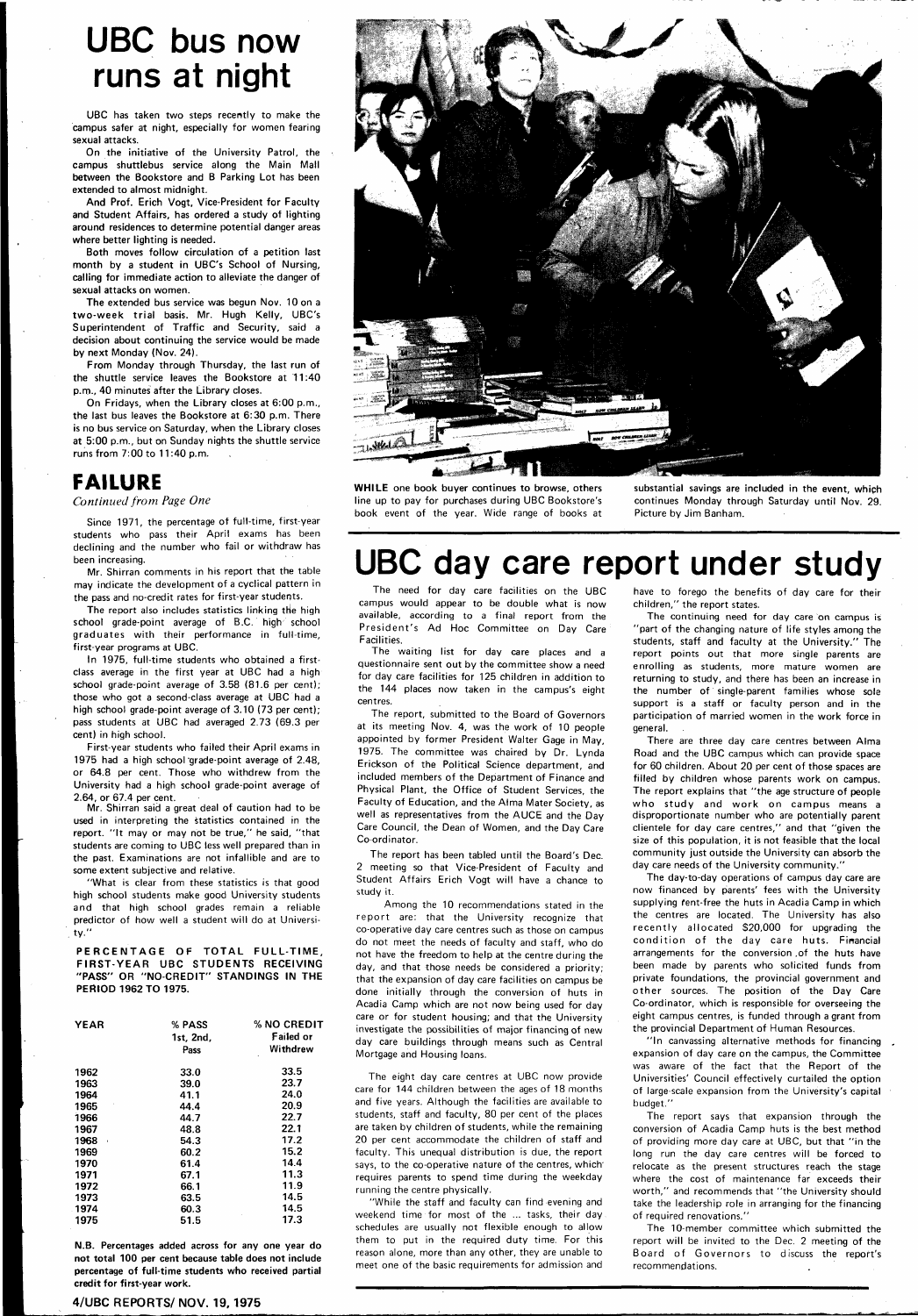# UBC bus now runs at night

UBC has taken two steps recently to make the campus safer at night, especially for women fearing sexual attacks.

On the initiative of the University Patrol, the campus shuttlebus service along the Main Mall between the Bookstore and B Parking Lot has been extended to almost midnight.

And Prof. Erich Vogt, Vice-President for Faculty and Student Affairs, has ordered a study of lighting around residences to determine potential danger areas where better lighting is needed.

Both moves follow circulation of a petition last month by a student in UBC's School of Nursing, calling for immediate action to alleviate the danger of sexual attacks on women.

The extended bus service was begun Nov. 10 on a two-week trial basis. Mr. Hugh Kelly, UBC's Superintendent of Traffic and Security, said a decision about continuing the service would be made by next Monday (Nov. 24).

From Monday through Thursday, the last run of the shuttle service leaves the Bookstore at 11:40 p.m., 40 minutes after the Library closes.

On Fridays, when the Library closes at 6:00 p.m., the last bus leaves the Bookstore at 6:30 p.m. There is no bus service on Saturday, when the Library closes at 5:00 p.m., but on Sunday nights the shuttle service runs from 7:00 to 11:40 p.m.

## FAILURE

*Continued from Page One*

Since 1971, the percentage of full-time, first-year students who pass their April exams has been declining and the number who fail or withdraw has been increasing.

Mr. Shirran comments in his report that the table may indicate the development of a cyclical pattern in the pass and no-credit rates for first-year students.

The report also includes statistics linking the high school grade-point average of B.C. high school graduates with their performance in full-time, first-year programs at UBC.

In 1975, full-time students who obtained a first-class average in the first year at UBC had a high school grade-point average of 3.58 (81.6 per cent); those who got a second-class average at UBC had a high school grade-point average of 3.10 (73 per cent); pass students at UBC had averaged 2.73 (69.3 per cent) in high school.

First-year students who failed their April exams in 1975 had a high school grade-point average of 2.48, or 64.8 per cent. Those who withdrew from the University had a high school grade-point average of 2.64, or 67.4 per cent.

Mr. Shirran said a great deal of caution had to be used in interpreting the statistics contained in the report. "It may or may not be true," he said, "that students are coming to UBC less well prepared than in the past. Examinations are not infallible and are to some extent subjective and relative.

"What is clear from these statistics is that good high school students make good University students and that high school grades remain a reliable predictor of how well a student will do at University."

**PERCENTAGE OF TOTAL FULL-TIME, FIRST-YEAR UBC STUDENTS RECEIVING "PASS" OR "NO-CREDIT" STANDINGS IN THE PERIOD 1962 TO 1975.**

| YEAR | % PASS 1st, 2nd, Pass | % NO CREDIT Failed or Withdrew |
|---|---|---|
| 1962 | 33.0 | 33.5 |
| 1963 | 39.0 | 23.7 |
| 1964 | 41.1 | 24.0 |
| 1965 | 44.4 | 20.9 |
| 1966 | 44.7 | 22.7 |
| 1967 | 48.8 | 22.1 |
| 1968 | 54.3 | 17.2 |
| 1969 | 60.2 | 15.2 |
| 1970 | 61.4 | 14.4 |
| 1971 | 67.1 | 11.3 |
| 1972 | 66.1 | 11.9 |
| 1973 | 63.5 | 14.5 |
| 1974 | 60.3 | 14.5 |
| 1975 | 51.5 | 17.3 |

**N.B. Percentages added across for any one year do not total 100 per cent because table does not include percentage of full-time students who received partial credit for first-year work.**

**WHILE** one book buyer continues to browse, others line up to pay for purchases during UBC Bookstore's book event of the year. Wide range of books at substantial savings are included in the event, which continues Monday through Saturday until Nov. 29. Picture by Jim Banham.

# UBC day care report under study

The need for day care facilities on the UBC campus would appear to be double what is now available, according to a final report from the President's Ad Hoc Committee on Day Care Facilities.

The waiting list for day care places and a questionnaire sent out by the committee show a need for day care facilities for 125 children in addition to the 144 places now taken in the campus's eight centres.

The report, submitted to the Board of Governors at its meeting Nov. 4, was the work of 10 people appointed by former President Walter Gage in May, 1975. The committee was chaired by Dr. Lynda Erickson of the Political Science department, and included members of the Department of Finance and Physical Plant, the Office of Student Services, the Faculty of Education, and the Alma Mater Society, as well as representatives from the AUCE and the Day Care Council, the Dean of Women, and the Day Care Co-ordinator.

The report has been tabled until the Board's Dec. 2 meeting so that Vice-President of Faculty and Student Affairs Erich Vogt will have a chance to study it.

Among the 10 recommendations stated in the report are: that the University recognize that co-operative day care centres such as those on campus do not meet the needs of faculty and staff, who do not have the freedom to help at the centre during the day, and that those needs be considered a priority; that the expansion of day care facilities on campus be done initially through the conversion of huts in Acadia Camp which are not now being used for day care or for student housing; and that the University investigate the possibilities of major financing of new day care buildings through means such as Central Mortgage and Housing loans.

The eight day care centres at UBC now provide care for 144 children between the ages of 18 months and five years. Although the facilities are available to students, staff and faculty, 80 per cent of the places are taken by children of students, while the remaining 20 per cent accommodate the children of staff and faculty. This unequal distribution is due, the report says, to the co-operative nature of the centres, which requires parents to spend time during the weekday running the centre physically.

"While the staff and faculty can find evening and weekend time for most of the ... tasks, their day schedules are usually not flexible enough to allow them to put in the required duty time. For this reason alone, more than any other, they are unable to meet one of the basic requirements for admission and have to forego the benefits of day care for their children," the report states.

The continuing need for day care on campus is "part of the changing nature of life styles among the students, staff and faculty at the University." The report points out that more single parents are enrolling as students, more mature women are returning to study, and there has been an increase in the number of single-parent families whose sole support is a staff or faculty person and in the participation of married women in the work force in general.

There are three day care centres between Alma Road and the UBC campus which can provide space for 60 children. About 20 per cent of those spaces are filled by children whose parents work on campus. The report explains that "the age structure of people who study and work on campus means a disproportionate number who are potentially parent clientele for day care centres," and that "given the size of this population, it is not feasible that the local community just outside the University can absorb the day care needs of the University community."

The day-to-day operations of campus day care are now financed by parents' fees with the University supplying rent-free the huts in Acadia Camp in which the centres are located. The University has also recently allocated $20,000 for upgrading the condition of the day care huts. Financial arrangements for the conversion of the huts have been made by parents who solicited funds from private foundations, the provincial government and other sources. The position of the Day Care Co-ordinator, which is responsible for overseeing the eight campus centres, is funded through a grant from the provincial Department of Human Resources.

"In canvassing alternative methods for financing expansion of day care on the campus, the Committee was aware of the fact that the Report of the Universities' Council effectively curtailed the option of large-scale expansion from the University's capital budget."

The report says that expansion through the conversion of Acadia Camp huts is the best method of providing more day care at UBC, but that "in the long run the day care centres will be forced to relocate as the present structures reach the stage where the cost of maintenance far exceeds their worth," and recommends that "the University should take the leadership role in arranging for the financing of required renovations."

The 10-member committee which submitted the report will be invited to the Dec. 2 meeting of the Board of Governors to discuss the report's recommendations.